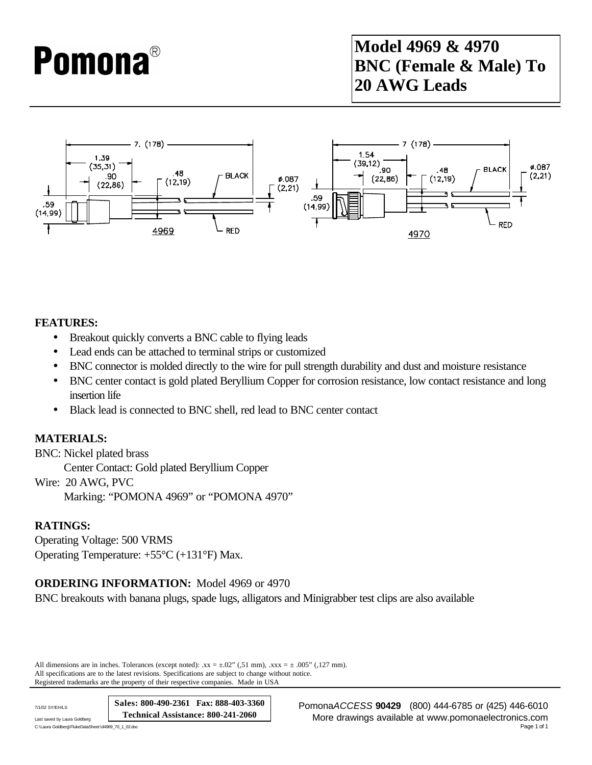Pomona®

# Model 4969 & 4970 BNC (Female & Male) To 20 AWG Leads

## FEATURES:

- Breakout quickly converts a BNC cable to flying leads
- Lead ends can be attached to terminal strips or customized
- BNC connector is molded directly to the wire for pull strength durability and dust and moisture resistance
- BNC center contact is gold plated Beryllium Copper for corrosion resistance, low contact resistance and long insertion life
- Black lead is connected to BNC shell, red lead to BNC center contact

## MATERIALS:

BNC: Nickel plated brass
Center Contact: Gold plated Beryllium Copper

Wire: 20 AWG, PVC
Marking: "POMONA 4969" or "POMONA 4970"

## RATINGS:

Operating Voltage: 500 VRMS
Operating Temperature: +55°C (+131°F) Max.

## ORDERING INFORMATION: Model 4969 or 4970

BNC breakouts with banana plugs, spade lugs, alligators and Minigrabber test clips are also available

All dimensions are in inches. Tolerances (except noted): .xx = ±.02" (,51 mm), .xxx = ± .005" (,127 mm).
All specifications are to the latest revisions. Specifications are subject to change without notice.
Registered trademarks are the property of their respective companies. Made in USA

Sales: 800-490-2361 Fax: 888-403-3360
Technical Assistance: 800-241-2060

Pomona*ACCESS* **90429** (800) 444-6785 or (425) 446-6010
More drawings available at www.pomonaelectronics.com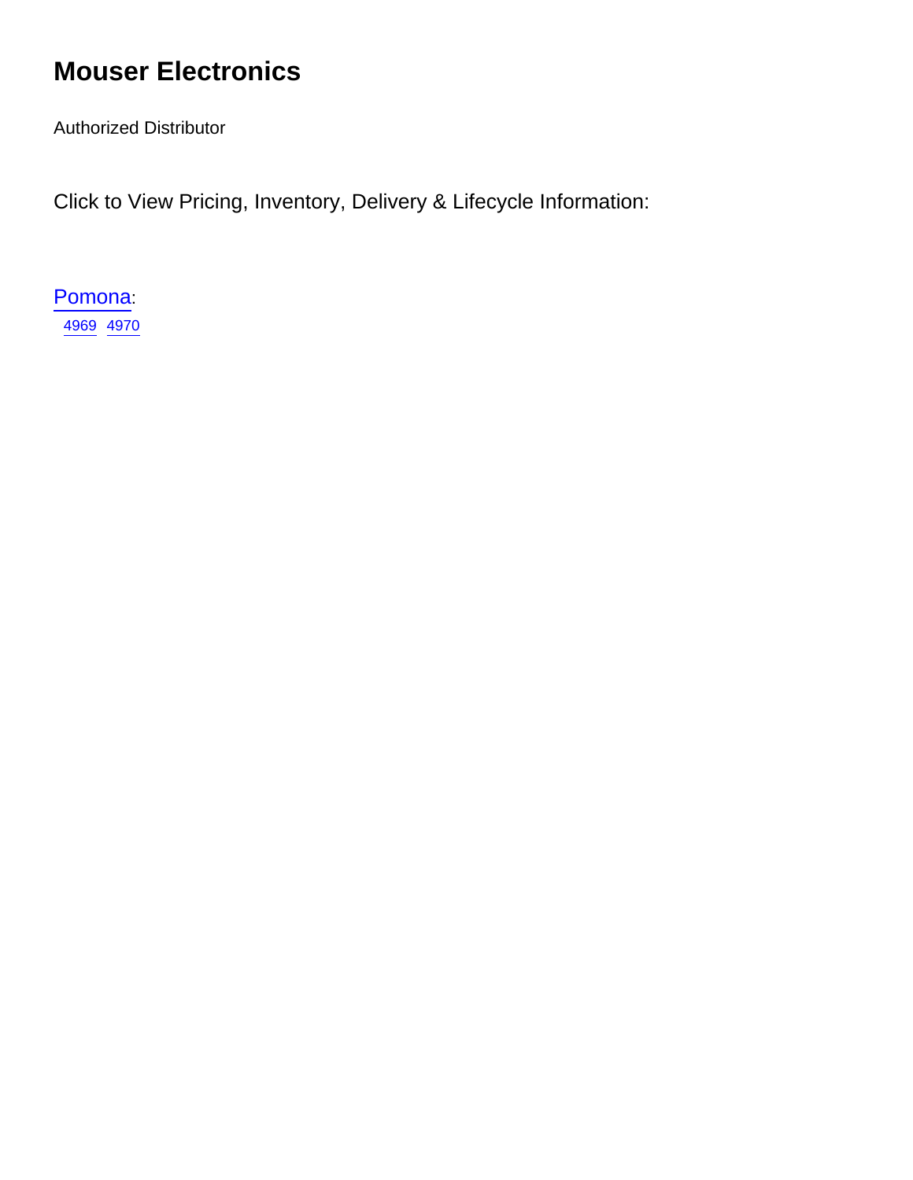# Mouser Electronics

Authorized Distributor

Click to View Pricing, Inventory, Delivery & Lifecycle Information:

Pomona:

4969 4970